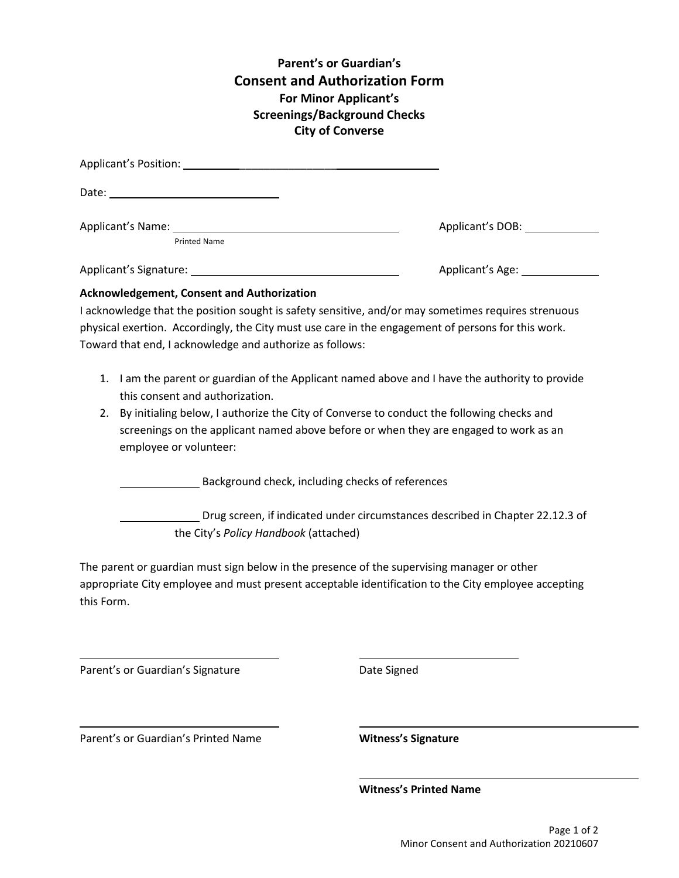**Parent's or Guardian's**

# Consent and Authorization Form

**For Minor Applicant's**
**Screenings/Background Checks**
**City of Converse**

Applicant's Position: ______________________________

Date: ______________________

Applicant's Name: ______________________________ Applicant's DOB: __________
Printed Name

Applicant's Signature: ______________________________ Applicant's Age: __________

**Acknowledgement, Consent and Authorization**

I acknowledge that the position sought is safety sensitive, and/or may sometimes requires strenuous physical exertion. Accordingly, the City must use care in the engagement of persons for this work. Toward that end, I acknowledge and authorize as follows:

1. I am the parent or guardian of the Applicant named above and I have the authority to provide this consent and authorization.
2. By initialing below, I authorize the City of Converse to conduct the following checks and screenings on the applicant named above before or when they are engaged to work as an employee or volunteer:

   __________ Background check, including checks of references

   __________ Drug screen, if indicated under circumstances described in Chapter 22.12.3 of the City's *Policy Handbook* (attached)

The parent or guardian must sign below in the presence of the supervising manager or other appropriate City employee and must present acceptable identification to the City employee accepting this Form.

______________________________
Parent's or Guardian's Signature

______________________________
Date Signed

______________________________
Parent's or Guardian's Printed Name

______________________________
**Witness's Signature**

______________________________
**Witness's Printed Name**

Minor Consent and Authorization 20210607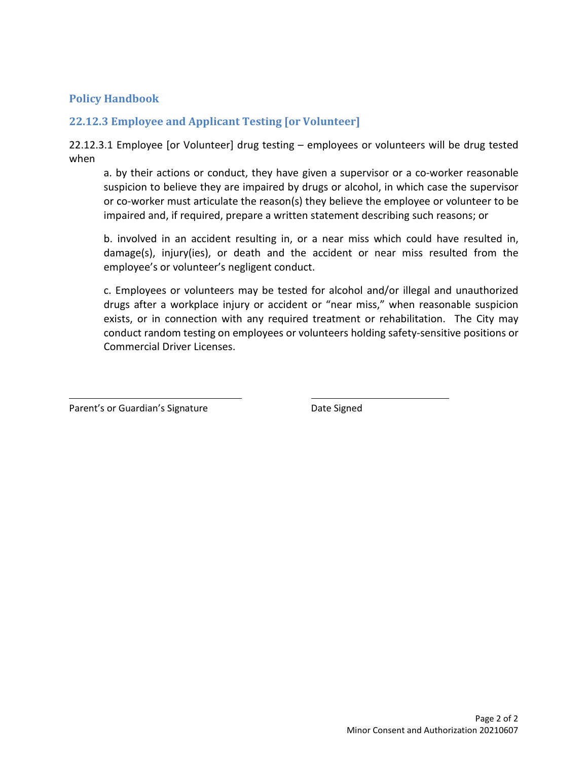## Policy Handbook

### 22.12.3 Employee and Applicant Testing [or Volunteer]

22.12.3.1 Employee [or Volunteer] drug testing – employees or volunteers will be drug tested when

a. by their actions or conduct, they have given a supervisor or a co-worker reasonable suspicion to believe they are impaired by drugs or alcohol, in which case the supervisor or co-worker must articulate the reason(s) they believe the employee or volunteer to be impaired and, if required, prepare a written statement describing such reasons; or

b. involved in an accident resulting in, or a near miss which could have resulted in, damage(s), injury(ies), or death and the accident or near miss resulted from the employee's or volunteer's negligent conduct.

c. Employees or volunteers may be tested for alcohol and/or illegal and unauthorized drugs after a workplace injury or accident or "near miss," when reasonable suspicion exists, or in connection with any required treatment or rehabilitation. The City may conduct random testing on employees or volunteers holding safety-sensitive positions or Commercial Driver Licenses.

\_\_\_\_\_\_\_\_\_\_\_\_\_\_\_\_\_\_\_\_\_\_\_\_\_\_\_\_\_\_ \_\_\_\_\_\_\_\_\_\_\_\_\_\_\_\_\_\_\_\_\_\_\_\_\_

Parent's or Guardian's Signature Date Signed

Minor Consent and Authorization 20210607